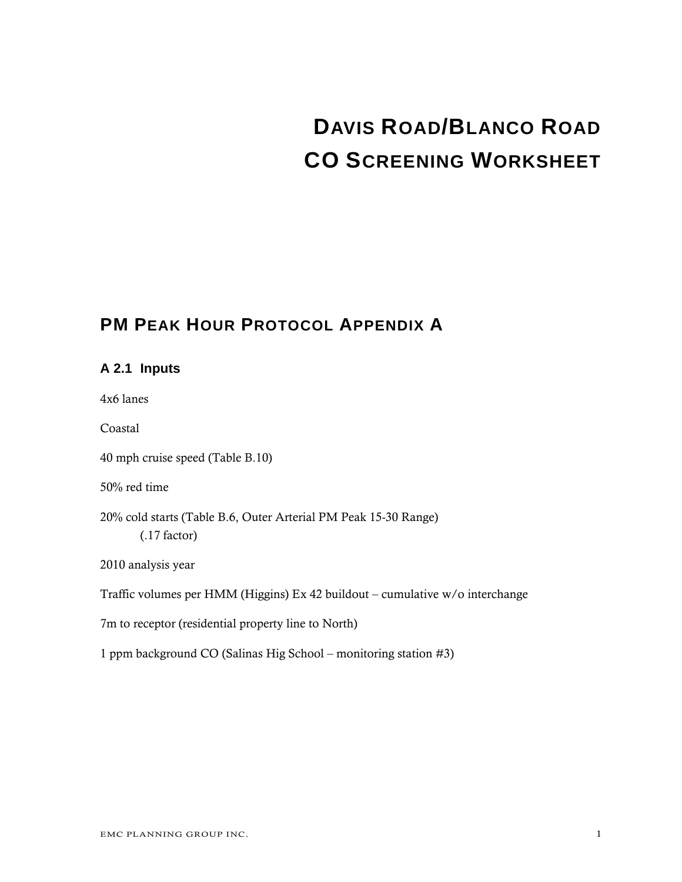# DAVIS ROAD/BLANCO ROAD CO SCREENING WORKSHEET

## PM PEAK HOUR PROTOCOL APPENDIX A

### A 2.1 Inputs

4x6 lanes

Coastal

40 mph cruise speed (Table B.10)

50% red time

20% cold starts (Table B.6, Outer Arterial PM Peak 15-30 Range)
(.17 factor)

2010 analysis year

Traffic volumes per HMM (Higgins) Ex 42 buildout – cumulative w/o interchange

7m to receptor (residential property line to North)

1 ppm background CO (Salinas Hig School – monitoring station #3)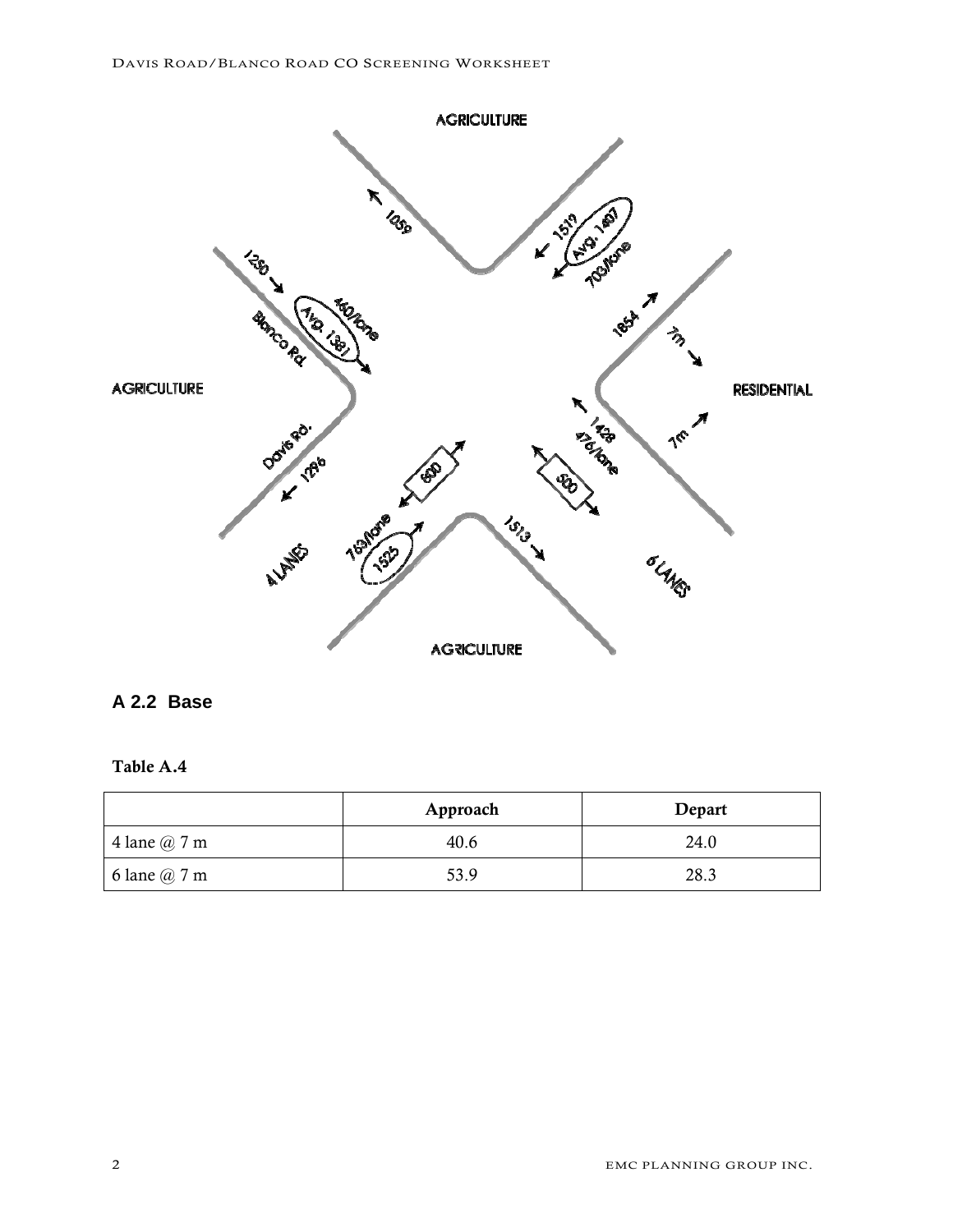AGRICULTURE

1059

1519

Avg. 1407

703/lane

1250

460/lane

Avg. 1381

Blanco Rd.

1854

7m

AGRICULTURE

RESIDENTIAL

Davis Rd.

1296

1428

476/lane

7m

600

500

763/lane

1525

1513

4 LANES

6 LANES

AGRICULTURE

## A 2.2 Base

**Table A.4**

| | Approach | Depart |
|---|---|---|
| 4 lane @ 7 m | 40.6 | 24.0 |
| 6 lane @ 7 m | 53.9 | 28.3 |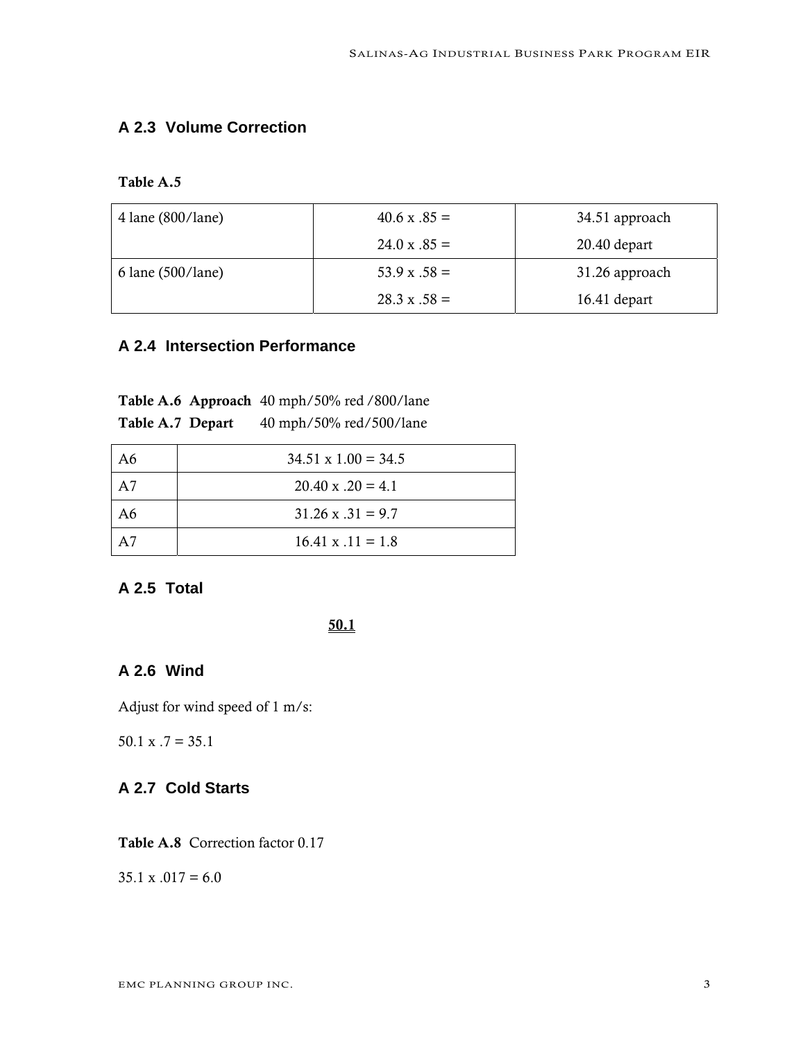## A 2.3 Volume Correction

**Table A.5**

| | | |
|---|---|---|
| 4 lane (800/lane) | 40.6 x .85 =<br>24.0 x .85 = | 34.51 approach<br>20.40 depart |
| 6 lane (500/lane) | 53.9 x .58 =<br>28.3 x .58 = | 31.26 approach<br>16.41 depart |

## A 2.4 Intersection Performance

**Table A.6 Approach** 40 mph/50% red /800/lane
**Table A.7 Depart** 40 mph/50% red/500/lane

| | |
|---|---|
| A6 | 34.51 x 1.00 = 34.5 |
| A7 | 20.40 x .20 = 4.1 |
| A6 | 31.26 x .31 = 9.7 |
| A7 | 16.41 x .11 = 1.8 |

## A 2.5 Total

**50.1**

## A 2.6 Wind

Adjust for wind speed of 1 m/s:

50.1 x .7 = 35.1

## A 2.7 Cold Starts

**Table A.8** Correction factor 0.17

35.1 x .017 = 6.0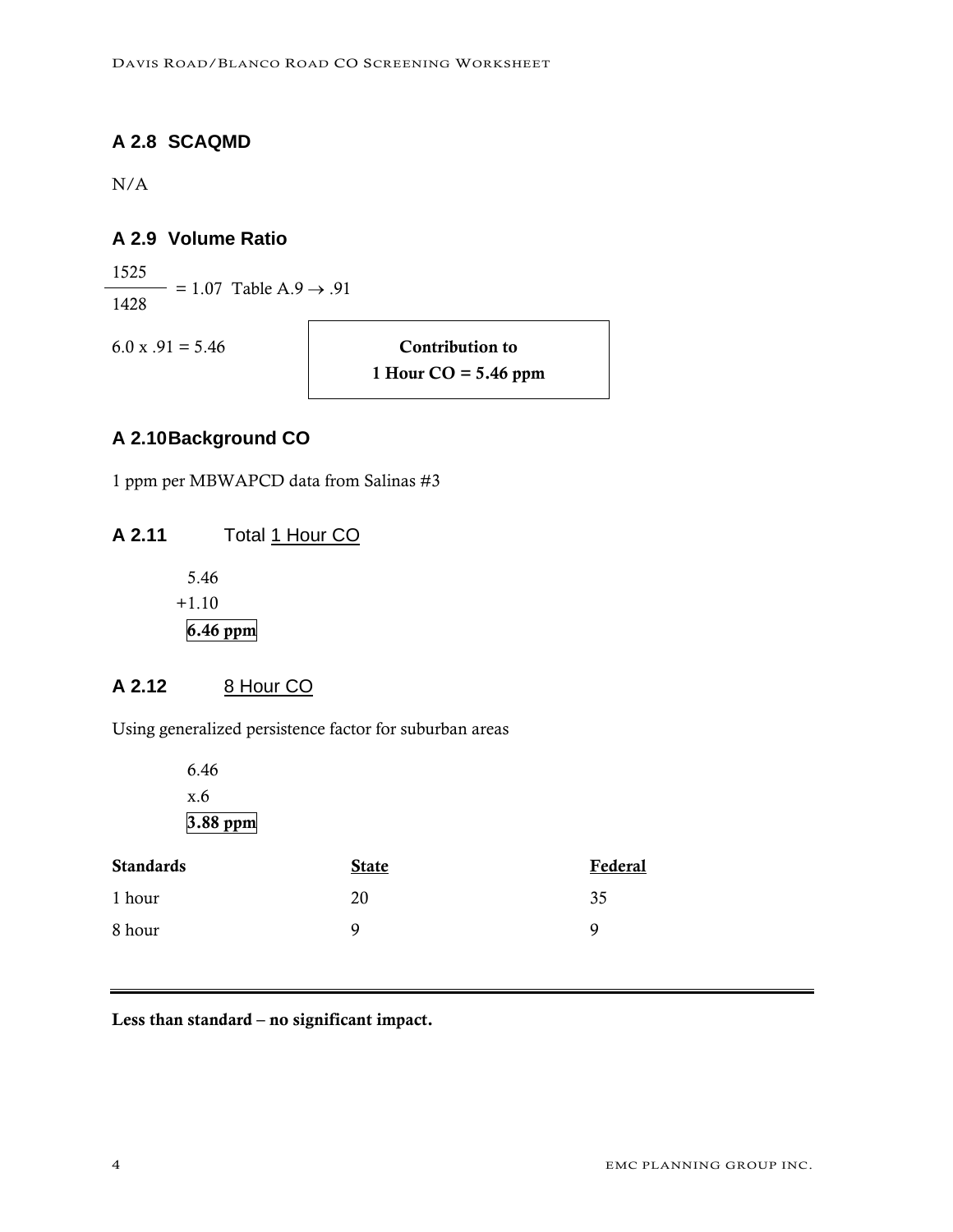## A 2.8 SCAQMD

N/A

## A 2.9 Volume Ratio

$$\frac{1525}{1428} = 1.07 \text{ Table A.9} \rightarrow .91$$

6.0 x .91 = 5.46

**Contribution to**
**1 Hour CO = 5.46 ppm**

## A 2.10 Background CO

1 ppm per MBWAPCD data from Salinas #3

## A 2.11 Total 1 Hour CO

5.46
+1.10
**6.46 ppm**

## A 2.12 8 Hour CO

Using generalized persistence factor for suburban areas

6.46
x.6
**3.88 ppm**

| Standards | State | Federal |
|---|---|---|
| 1 hour | 20 | 35 |
| 8 hour | 9 | 9 |

**Less than standard – no significant impact.**